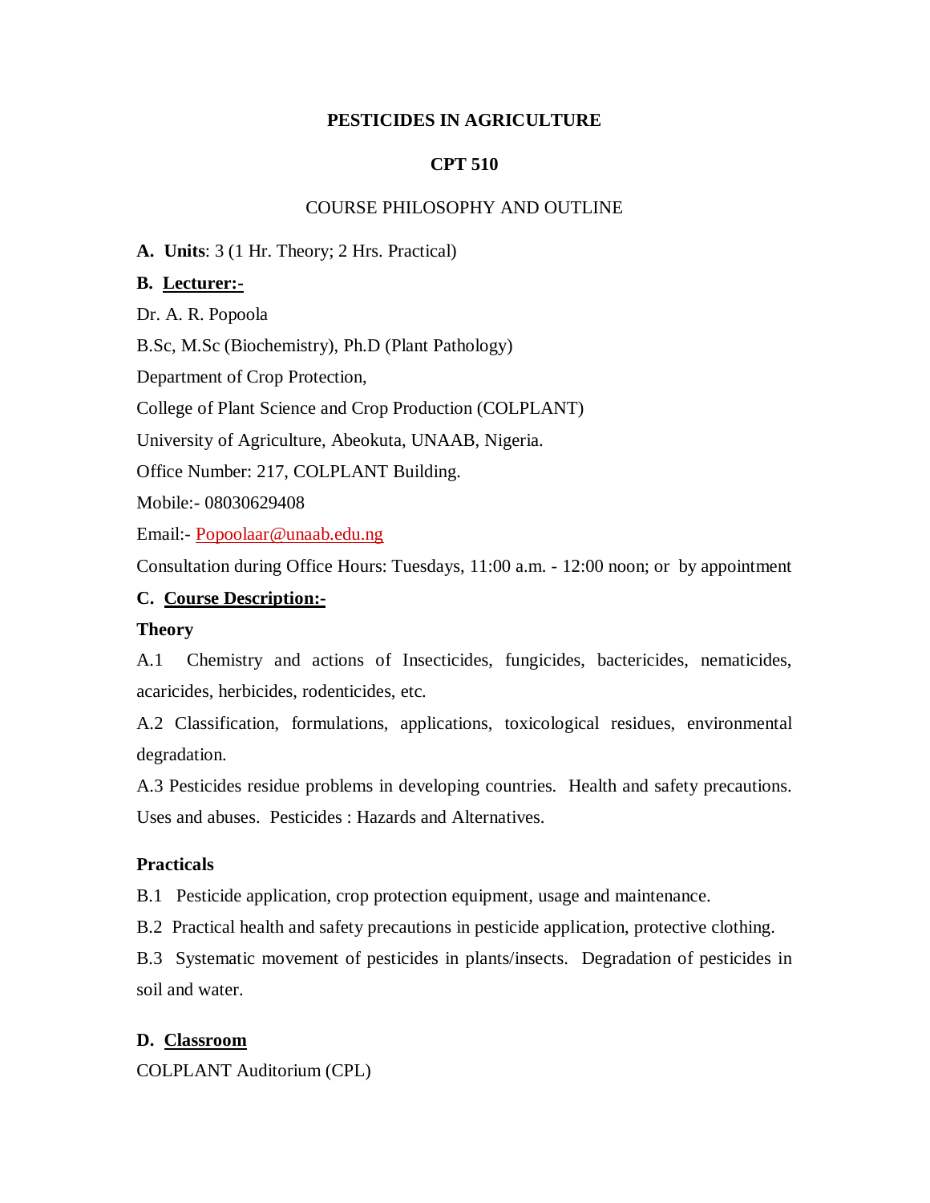# PESTICIDES IN AGRICULTURE

## CPT 510

COURSE PHILOSOPHY AND OUTLINE

**A. Units**: 3 (1 Hr. Theory; 2 Hrs. Practical)

**B. Lecturer:-**

Dr. A. R. Popoola

B.Sc, M.Sc (Biochemistry), Ph.D (Plant Pathology)

Department of Crop Protection,

College of Plant Science and Crop Production (COLPLANT)

University of Agriculture, Abeokuta, UNAAB, Nigeria.

Office Number: 217, COLPLANT Building.

Mobile:- 08030629408

Email:- Popoolaar@unaab.edu.ng

Consultation during Office Hours: Tuesdays, 11:00 a.m. - 12:00 noon; or by appointment

**C. Course Description:-**

**Theory**

A.1 Chemistry and actions of Insecticides, fungicides, bactericides, nematicides, acaricides, herbicides, rodenticides, etc.

A.2 Classification, formulations, applications, toxicological residues, environmental degradation.

A.3 Pesticides residue problems in developing countries. Health and safety precautions. Uses and abuses. Pesticides : Hazards and Alternatives.

**Practicals**

B.1 Pesticide application, crop protection equipment, usage and maintenance.

B.2 Practical health and safety precautions in pesticide application, protective clothing.

B.3 Systematic movement of pesticides in plants/insects. Degradation of pesticides in soil and water.

**D. Classroom**

COLPLANT Auditorium (CPL)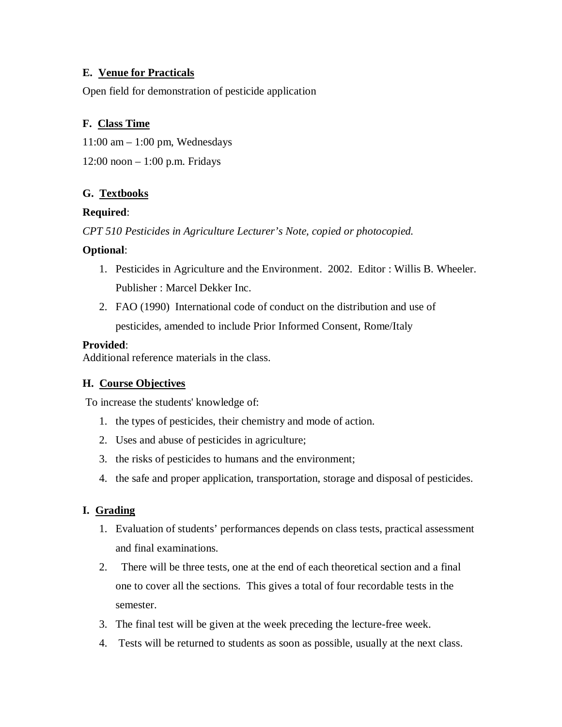## E. Venue for Practicals

Open field for demonstration of pesticide application

## F. Class Time

11:00 am – 1:00 pm, Wednesdays

12:00 noon – 1:00 p.m. Fridays

## G. Textbooks

**Required**:

*CPT 510 Pesticides in Agriculture Lecturer's Note, copied or photocopied.*

**Optional**:

1. Pesticides in Agriculture and the Environment. 2002. Editor : Willis B. Wheeler. Publisher : Marcel Dekker Inc.
2. FAO (1990) International code of conduct on the distribution and use of pesticides, amended to include Prior Informed Consent, Rome/Italy

**Provided**:
Additional reference materials in the class.

## H. Course Objectives

To increase the students' knowledge of:

1. the types of pesticides, their chemistry and mode of action.
2. Uses and abuse of pesticides in agriculture;
3. the risks of pesticides to humans and the environment;
4. the safe and proper application, transportation, storage and disposal of pesticides.

## I. Grading

1. Evaluation of students' performances depends on class tests, practical assessment and final examinations.
2. There will be three tests, one at the end of each theoretical section and a final one to cover all the sections. This gives a total of four recordable tests in the semester.
3. The final test will be given at the week preceding the lecture-free week.
4. Tests will be returned to students as soon as possible, usually at the next class.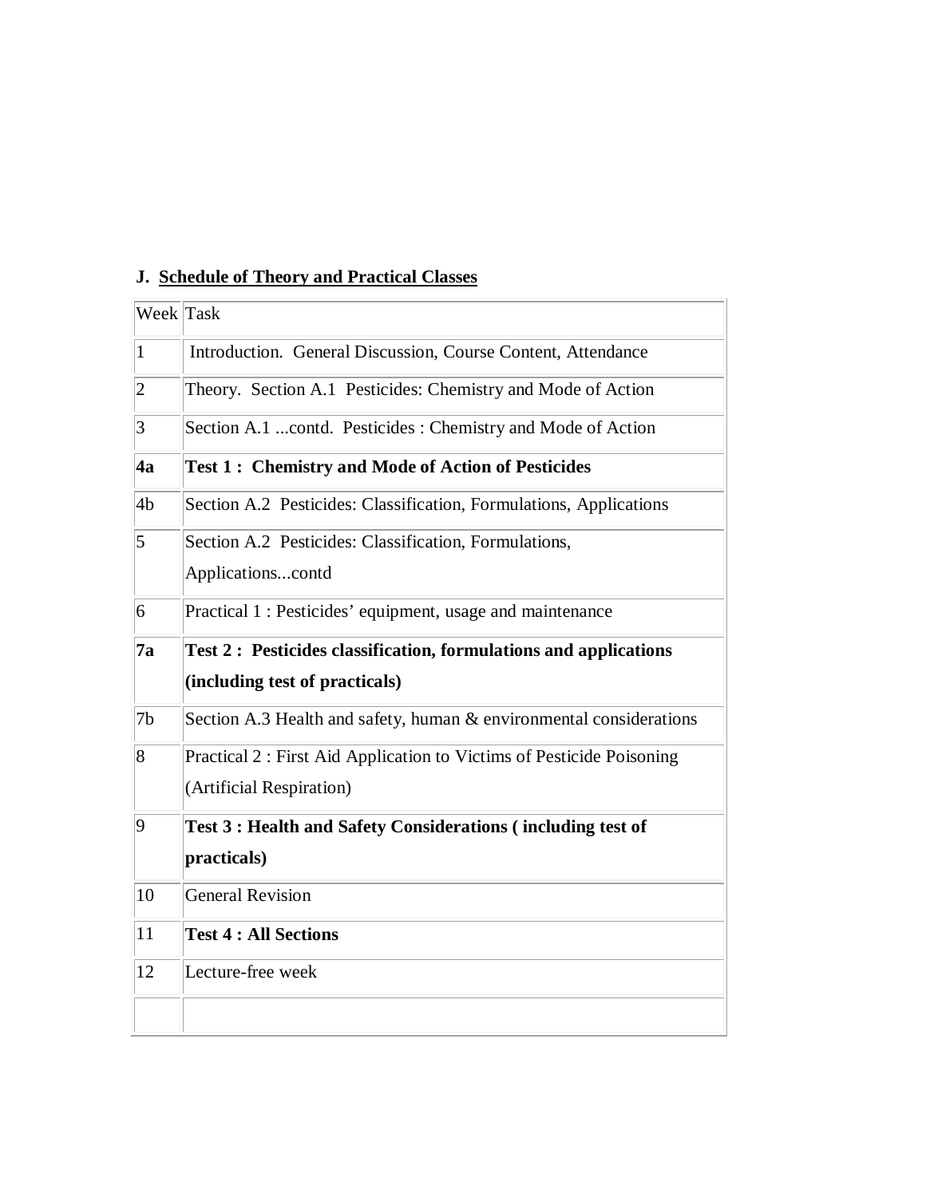**J. Schedule of Theory and Practical Classes**

| Week | Task |
|---|---|
| 1 | Introduction. General Discussion, Course Content, Attendance |
| 2 | Theory. Section A.1 Pesticides: Chemistry and Mode of Action |
| 3 | Section A.1 ...contd. Pesticides : Chemistry and Mode of Action |
| **4a** | **Test 1 : Chemistry and Mode of Action of Pesticides** |
| 4b | Section A.2 Pesticides: Classification, Formulations, Applications |
| 5 | Section A.2 Pesticides: Classification, Formulations, Applications...contd |
| 6 | Practical 1 : Pesticides' equipment, usage and maintenance |
| **7a** | **Test 2 : Pesticides classification, formulations and applications (including test of practicals)** |
| 7b | Section A.3 Health and safety, human & environmental considerations |
| 8 | Practical 2 : First Aid Application to Victims of Pesticide Poisoning (Artificial Respiration) |
| 9 | **Test 3 : Health and Safety Considerations ( including test of practicals)** |
| 10 | General Revision |
| 11 | **Test 4 : All Sections** |
| 12 | Lecture-free week |
| | |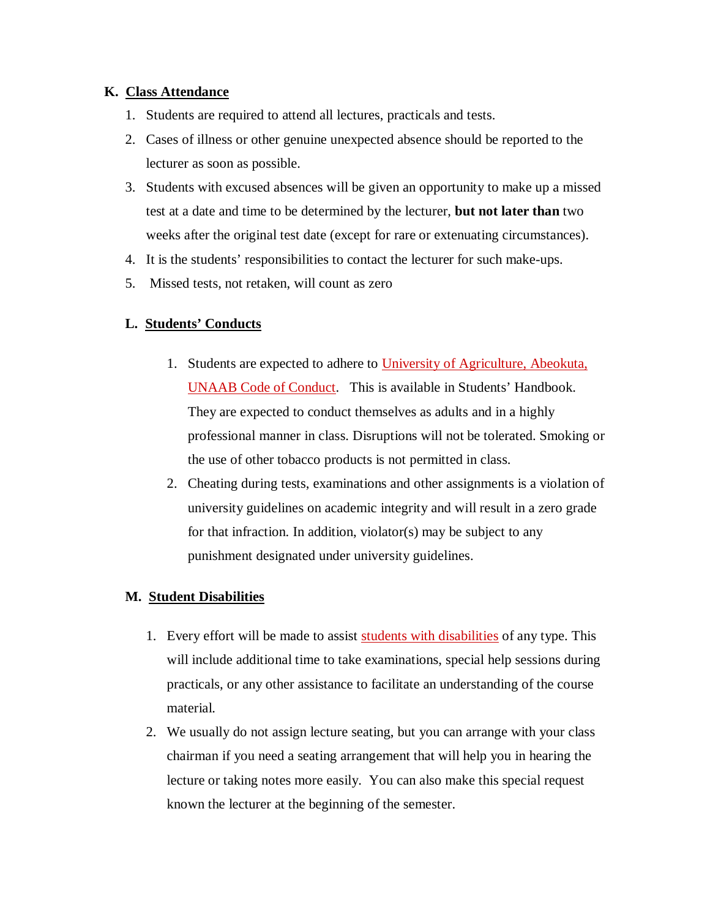## K. Class Attendance

1. Students are required to attend all lectures, practicals and tests.
2. Cases of illness or other genuine unexpected absence should be reported to the lecturer as soon as possible.
3. Students with excused absences will be given an opportunity to make up a missed test at a date and time to be determined by the lecturer, **but not later than** two weeks after the original test date (except for rare or extenuating circumstances).
4. It is the students' responsibilities to contact the lecturer for such make-ups.
5. Missed tests, not retaken, will count as zero

## L. Students' Conducts

1. Students are expected to adhere to University of Agriculture, Abeokuta, UNAAB Code of Conduct. This is available in Students' Handbook. They are expected to conduct themselves as adults and in a highly professional manner in class. Disruptions will not be tolerated. Smoking or the use of other tobacco products is not permitted in class.
2. Cheating during tests, examinations and other assignments is a violation of university guidelines on academic integrity and will result in a zero grade for that infraction. In addition, violator(s) may be subject to any punishment designated under university guidelines.

## M. Student Disabilities

1. Every effort will be made to assist students with disabilities of any type. This will include additional time to take examinations, special help sessions during practicals, or any other assistance to facilitate an understanding of the course material.
2. We usually do not assign lecture seating, but you can arrange with your class chairman if you need a seating arrangement that will help you in hearing the lecture or taking notes more easily. You can also make this special request known the lecturer at the beginning of the semester.